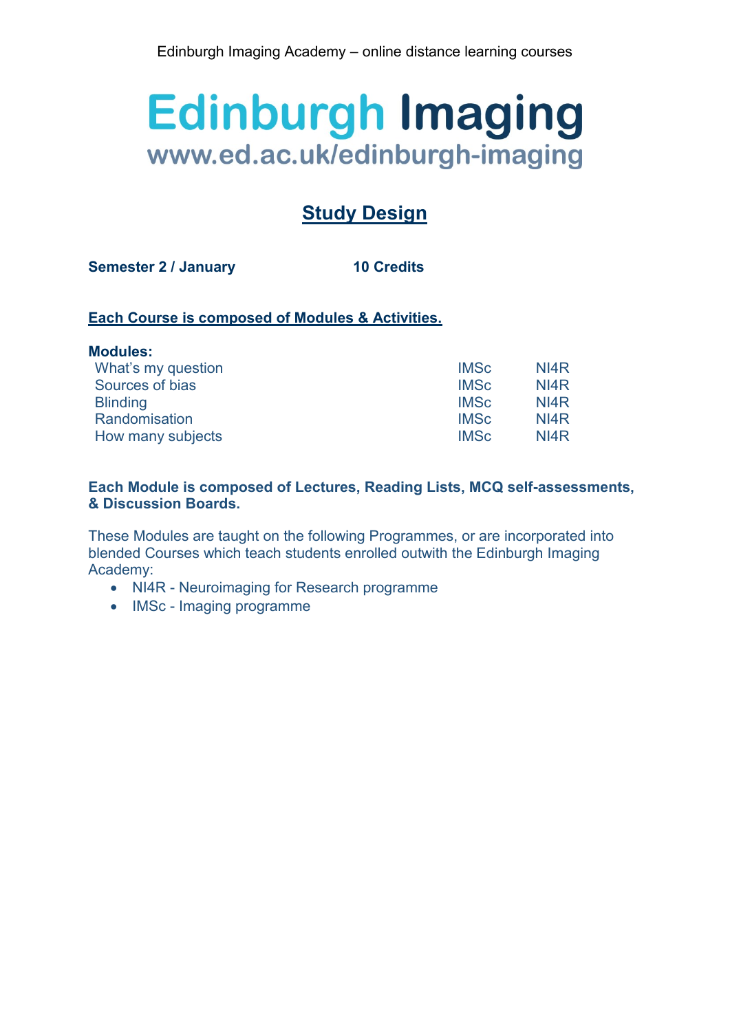Edinburgh Imaging Academy – online distance learning courses

# Edinburgh Imaging
www.ed.ac.uk/edinburgh-imaging

## Study Design

**Semester 2 / January** **10 Credits**

**Each Course is composed of Modules & Activities.**

**Modules:**

| | | |
|---|---|---|
| What's my question | IMSc | NI4R |
| Sources of bias | IMSc | NI4R |
| Blinding | IMSc | NI4R |
| Randomisation | IMSc | NI4R |
| How many subjects | IMSc | NI4R |

**Each Module is composed of Lectures, Reading Lists, MCQ self-assessments, & Discussion Boards.**

These Modules are taught on the following Programmes, or are incorporated into blended Courses which teach students enrolled outwith the Edinburgh Imaging Academy:

- NI4R - Neuroimaging for Research programme
- IMSc - Imaging programme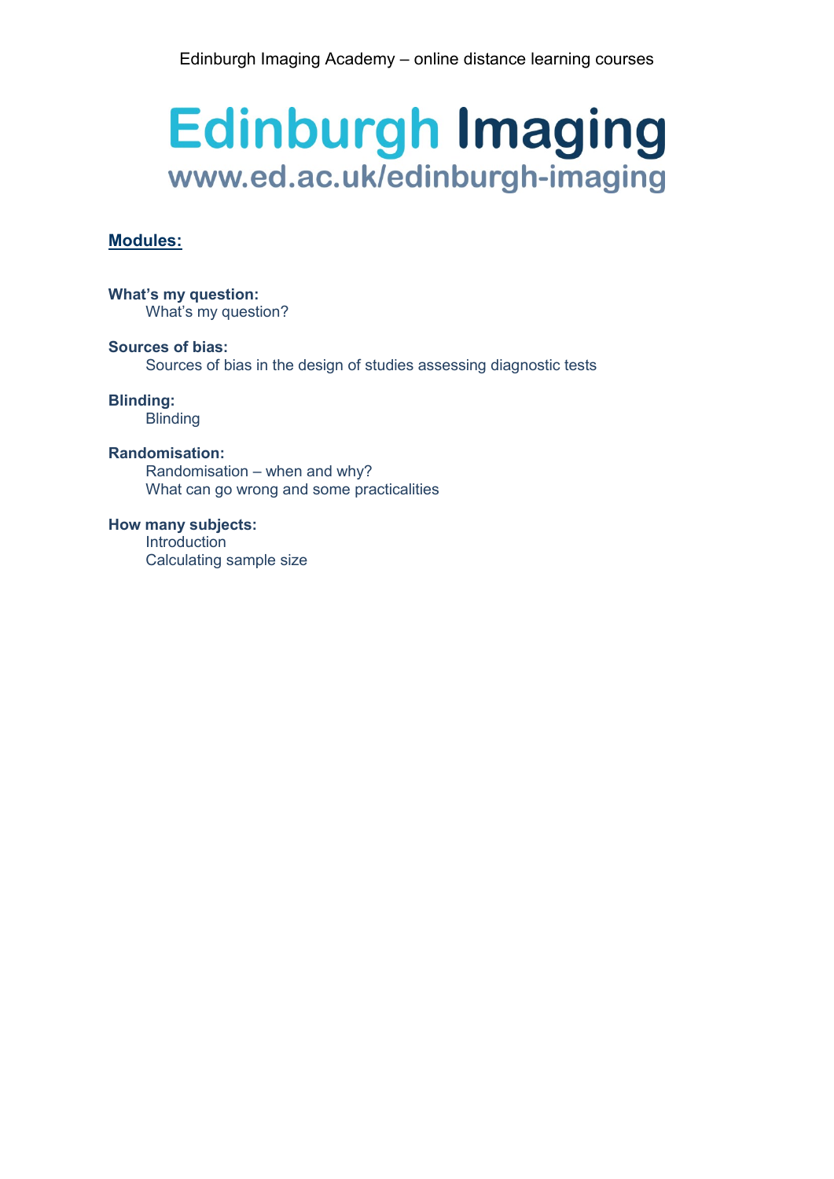Edinburgh Imaging Academy – online distance learning courses

# Edinburgh Imaging
www.ed.ac.uk/edinburgh-imaging

## Modules:

**What's my question:**
- What's my question?

**Sources of bias:**
- Sources of bias in the design of studies assessing diagnostic tests

**Blinding:**
- Blinding

**Randomisation:**
- Randomisation – when and why?
- What can go wrong and some practicalities

**How many subjects:**
- Introduction
- Calculating sample size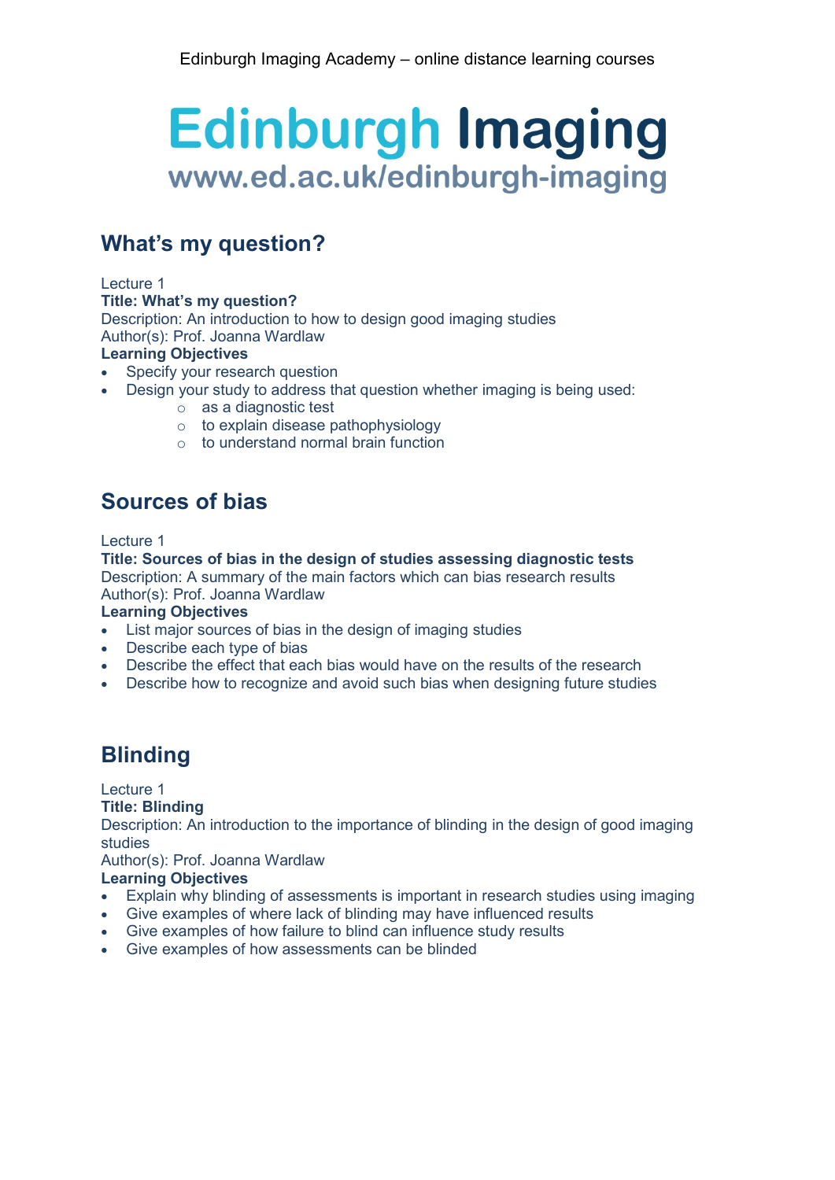## What's my question?

Lecture 1
**Title: What's my question?**
Description: An introduction to how to design good imaging studies
Author(s): Prof. Joanna Wardlaw
**Learning Objectives**

- Specify your research question
- Design your study to address that question whether imaging is being used:
  - as a diagnostic test
  - to explain disease pathophysiology
  - to understand normal brain function

## Sources of bias

Lecture 1
**Title: Sources of bias in the design of studies assessing diagnostic tests**
Description: A summary of the main factors which can bias research results
Author(s): Prof. Joanna Wardlaw
**Learning Objectives**

- List major sources of bias in the design of imaging studies
- Describe each type of bias
- Describe the effect that each bias would have on the results of the research
- Describe how to recognize and avoid such bias when designing future studies

## Blinding

Lecture 1
**Title: Blinding**
Description: An introduction to the importance of blinding in the design of good imaging studies
Author(s): Prof. Joanna Wardlaw
**Learning Objectives**

- Explain why blinding of assessments is important in research studies using imaging
- Give examples of where lack of blinding may have influenced results
- Give examples of how failure to blind can influence study results
- Give examples of how assessments can be blinded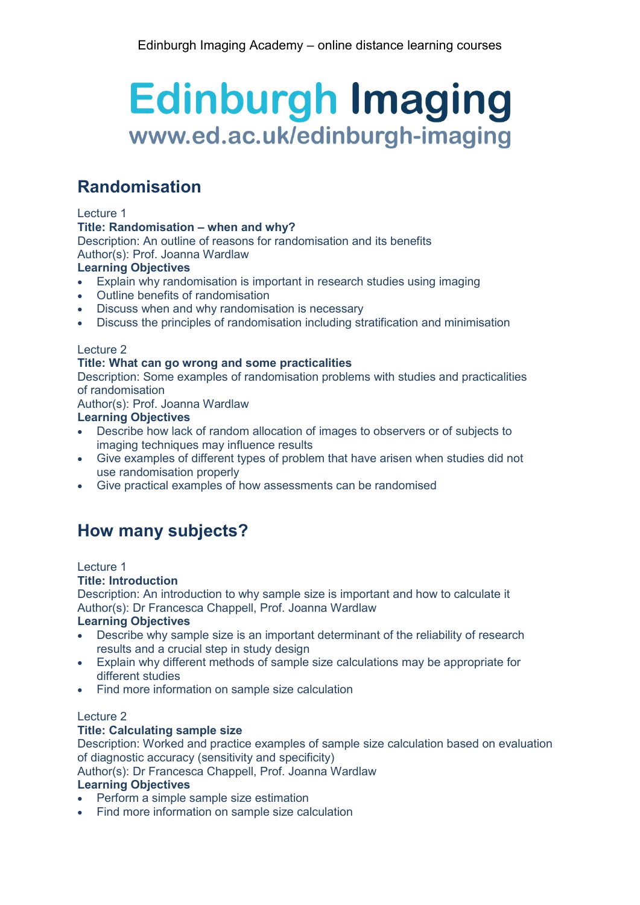## Randomisation

Lecture 1

**Title: Randomisation – when and why?**

Description: An outline of reasons for randomisation and its benefits

Author(s): Prof. Joanna Wardlaw

**Learning Objectives**

- Explain why randomisation is important in research studies using imaging
- Outline benefits of randomisation
- Discuss when and why randomisation is necessary
- Discuss the principles of randomisation including stratification and minimisation

Lecture 2

**Title: What can go wrong and some practicalities**

Description: Some examples of randomisation problems with studies and practicalities of randomisation

Author(s): Prof. Joanna Wardlaw

**Learning Objectives**

- Describe how lack of random allocation of images to observers or of subjects to imaging techniques may influence results
- Give examples of different types of problem that have arisen when studies did not use randomisation properly
- Give practical examples of how assessments can be randomised

## How many subjects?

Lecture 1

**Title: Introduction**

Description: An introduction to why sample size is important and how to calculate it

Author(s): Dr Francesca Chappell, Prof. Joanna Wardlaw

**Learning Objectives**

- Describe why sample size is an important determinant of the reliability of research results and a crucial step in study design
- Explain why different methods of sample size calculations may be appropriate for different studies
- Find more information on sample size calculation

Lecture 2

**Title: Calculating sample size**

Description: Worked and practice examples of sample size calculation based on evaluation of diagnostic accuracy (sensitivity and specificity)

Author(s): Dr Francesca Chappell, Prof. Joanna Wardlaw

**Learning Objectives**

- Perform a simple sample size estimation
- Find more information on sample size calculation